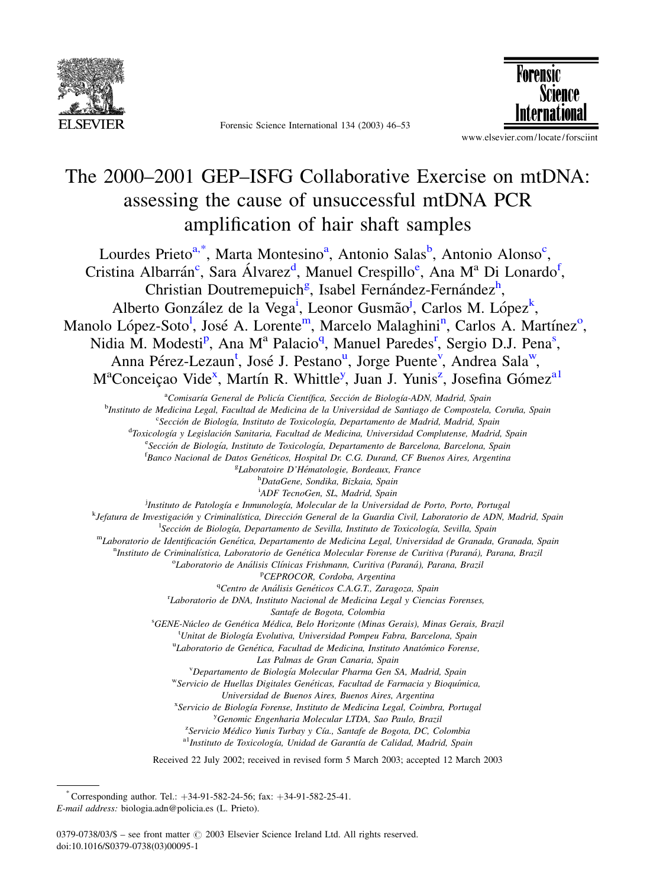# The 2000–2001 GEP–ISFG Collaborative Exercise on mtDNA: assessing the cause of unsuccessful mtDNA PCR amplification of hair shaft samples

Lourdes Prieto[a,*], Marta Montesino[a], Antonio Salas[b], Antonio Alonso[c], Cristina Albarrán[c], Sara Álvarez[d], Manuel Crespillo[e], Ana Mª Di Lonardo[f], Christian Doutremepuich[g], Isabel Fernández-Fernández[h], Alberto González de la Vega[i], Leonor Gusmão[j], Carlos M. López[k], Manolo López-Soto[l], José A. Lorente[m], Marcelo Malaghini[n], Carlos A. Martínez[o], Nidia M. Modesti[p], Ana Mª Palacio[q], Manuel Paredes[r], Sergio D.J. Pena[s], Anna Pérez-Lezaun[t], José J. Pestano[u], Jorge Puente[v], Andrea Sala[w], MªConceiçao Vide[x], Martín R. Whittle[y], Juan J. Yunis[z], Josefina Gómez[a1]

[a]Comisaría General de Policía Científica, Sección de Biología-ADN, Madrid, Spain

[b]Instituto de Medicina Legal, Facultad de Medicina de la Universidad de Santiago de Compostela, Coruña, Spain

[c]Sección de Biología, Instituto de Toxicología, Departamento de Madrid, Madrid, Spain

[d]Toxicología y Legislación Sanitaria, Facultad de Medicina, Universidad Complutense, Madrid, Spain

[e]Sección de Biología, Instituto de Toxicología, Departamento de Barcelona, Barcelona, Spain

[f]Banco Nacional de Datos Genéticos, Hospital Dr. C.G. Durand, CF Buenos Aires, Argentina

[g]Laboratoire D'Hématologie, Bordeaux, France

[h]DataGene, Sondika, Bizkaia, Spain

[i]ADF TecnoGen, SL, Madrid, Spain

[j]Instituto de Patología e Inmunología, Molecular de la Universidad de Porto, Porto, Portugal

[k]Jefatura de Investigación y Criminalística, Dirección General de la Guardia Civil, Laboratorio de ADN, Madrid, Spain

[l]Sección de Biología, Departamento de Sevilla, Instituto de Toxicología, Sevilla, Spain

[m]Laboratorio de Identificación Genética, Departamento de Medicina Legal, Universidad de Granada, Granada, Spain

[n]Instituto de Criminalística, Laboratorio de Genética Molecular Forense de Curitiva (Paraná), Parana, Brazil

[o]Laboratorio de Análisis Clínicas Frishmann, Curitiva (Paraná), Parana, Brazil

[p]CEPROCOR, Cordoba, Argentina

[q]Centro de Análisis Genéticos C.A.G.T., Zaragoza, Spain

[r]Laboratorio de DNA, Instituto Nacional de Medicina Legal y Ciencias Forenses, Santafe de Bogota, Colombia

[s]GENE-Núcleo de Genética Médica, Belo Horizonte (Minas Gerais), Minas Gerais, Brazil

[t]Unitat de Biología Evolutiva, Universidad Pompeu Fabra, Barcelona, Spain

[u]Laboratorio de Genética, Facultad de Medicina, Instituto Anatómico Forense, Las Palmas de Gran Canaria, Spain

[v]Departamento de Biología Molecular Pharma Gen SA, Madrid, Spain

[w]Servicio de Huellas Digitales Genéticas, Facultad de Farmacia y Bioquímica, Universidad de Buenos Aires, Buenos Aires, Argentina

[x]Servicio de Biología Forense, Instituto de Medicina Legal, Coimbra, Portugal

[y]Genomic Engenharia Molecular LTDA, Sao Paulo, Brazil

[z]Servicio Médico Yunis Turbay y Cía., Santafe de Bogota, DC, Colombia

[a1]Instituto de Toxicología, Unidad de Garantía de Calidad, Madrid, Spain

Received 22 July 2002; received in revised form 5 March 2003; accepted 12 March 2003

---

[*] Corresponding author. Tel.: +34-91-582-24-56; fax: +34-91-582-25-41.
*E-mail address:* biologia.adn@policia.es (L. Prieto).

0379-0738/03/$ – see front matter © 2003 Elsevier Science Ireland Ltd. All rights reserved.
doi:10.1016/S0379-0738(03)00095-1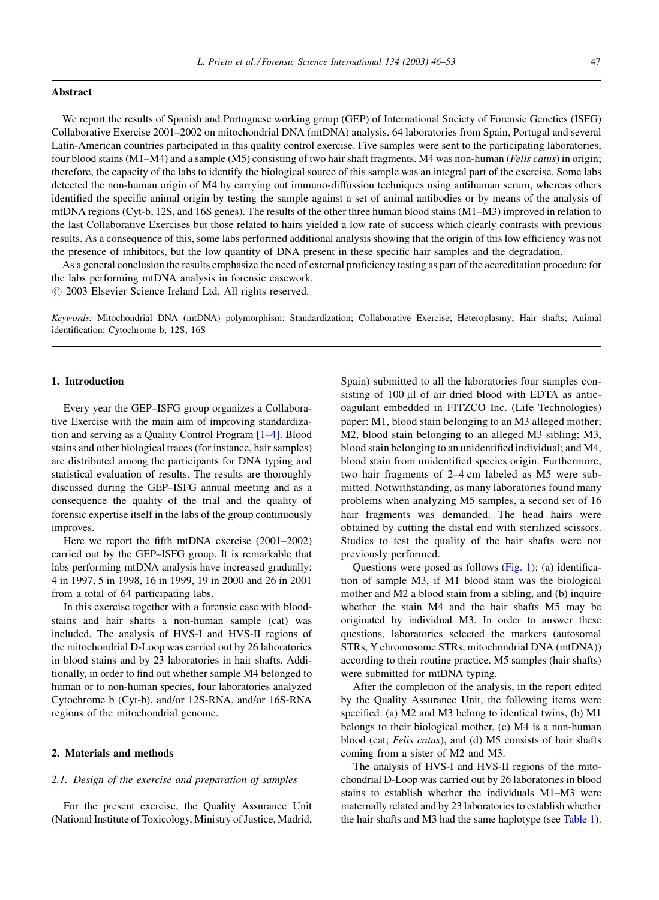## Abstract

We report the results of Spanish and Portuguese working group (GEP) of International Society of Forensic Genetics (ISFG) Collaborative Exercise 2001–2002 on mitochondrial DNA (mtDNA) analysis. 64 laboratories from Spain, Portugal and several Latin-American countries participated in this quality control exercise. Five samples were sent to the participating laboratories, four blood stains (M1–M4) and a sample (M5) consisting of two hair shaft fragments. M4 was non-human (*Felis catus*) in origin; therefore, the capacity of the labs to identify the biological source of this sample was an integral part of the exercise. Some labs detected the non-human origin of M4 by carrying out immuno-diffussion techniques using antihuman serum, whereas others identified the specific animal origin by testing the sample against a set of animal antibodies or by means of the analysis of mtDNA regions (Cyt-b, 12S, and 16S genes). The results of the other three human blood stains (M1–M3) improved in relation to the last Collaborative Exercises but those related to hairs yielded a low rate of success which clearly contrasts with previous results. As a consequence of this, some labs performed additional analysis showing that the origin of this low efficiency was not the presence of inhibitors, but the low quantity of DNA present in these specific hair samples and the degradation.

As a general conclusion the results emphasize the need of external proficiency testing as part of the accreditation procedure for the labs performing mtDNA analysis in forensic casework.

© 2003 Elsevier Science Ireland Ltd. All rights reserved.

*Keywords:* Mitochondrial DNA (mtDNA) polymorphism; Standardization; Collaborative Exercise; Heteroplasmy; Hair shafts; Animal identification; Cytochrome b; 12S; 16S

## 1. Introduction

Every year the GEP–ISFG group organizes a Collaborative Exercise with the main aim of improving standardization and serving as a Quality Control Program [1–4]. Blood stains and other biological traces (for instance, hair samples) are distributed among the participants for DNA typing and statistical evaluation of results. The results are thoroughly discussed during the GEP–ISFG annual meeting and as a consequence the quality of the trial and the quality of forensic expertise itself in the labs of the group continuously improves.

Here we report the fifth mtDNA exercise (2001–2002) carried out by the GEP–ISFG group. It is remarkable that labs performing mtDNA analysis have increased gradually: 4 in 1997, 5 in 1998, 16 in 1999, 19 in 2000 and 26 in 2001 from a total of 64 participating labs.

In this exercise together with a forensic case with bloodstains and hair shafts a non-human sample (cat) was included. The analysis of HVS-I and HVS-II regions of the mitochondrial D-Loop was carried out by 26 laboratories in blood stains and by 23 laboratories in hair shafts. Additionally, in order to find out whether sample M4 belonged to human or to non-human species, four laboratories analyzed Cytochrome b (Cyt-b), and/or 12S-RNA, and/or 16S-RNA regions of the mitochondrial genome.

## 2. Materials and methods

### 2.1. Design of the exercise and preparation of samples

For the present exercise, the Quality Assurance Unit (National Institute of Toxicology, Ministry of Justice, Madrid, Spain) submitted to all the laboratories four samples consisting of 100 μl of air dried blood with EDTA as anticoagulant embedded in FITZCO Inc. (Life Technologies) paper: M1, blood stain belonging to an M3 alleged mother; M2, blood stain belonging to an alleged M3 sibling; M3, blood stain belonging to an unidentified individual; and M4, blood stain from unidentified species origin. Furthermore, two hair fragments of 2–4 cm labeled as M5 were submitted. Notwithstanding, as many laboratories found many problems when analyzing M5 samples, a second set of 16 hair fragments was demanded. The head hairs were obtained by cutting the distal end with sterilized scissors. Studies to test the quality of the hair shafts were not previously performed.

Questions were posed as follows (Fig. 1): (a) identification of sample M3, if M1 blood stain was the biological mother and M2 a blood stain from a sibling, and (b) inquire whether the stain M4 and the hair shafts M5 may be originated by individual M3. In order to answer these questions, laboratories selected the markers (autosomal STRs, Y chromosome STRs, mitochondrial DNA (mtDNA)) according to their routine practice. M5 samples (hair shafts) were submitted for mtDNA typing.

After the completion of the analysis, in the report edited by the Quality Assurance Unit, the following items were specified: (a) M2 and M3 belong to identical twins, (b) M1 belongs to their biological mother, (c) M4 is a non-human blood (cat; *Felis catus*), and (d) M5 consists of hair shafts coming from a sister of M2 and M3.

The analysis of HVS-I and HVS-II regions of the mitochondrial D-Loop was carried out by 26 laboratories in blood stains to establish whether the individuals M1–M3 were maternally related and by 23 laboratories to establish whether the hair shafts and M3 had the same haplotype (see Table 1).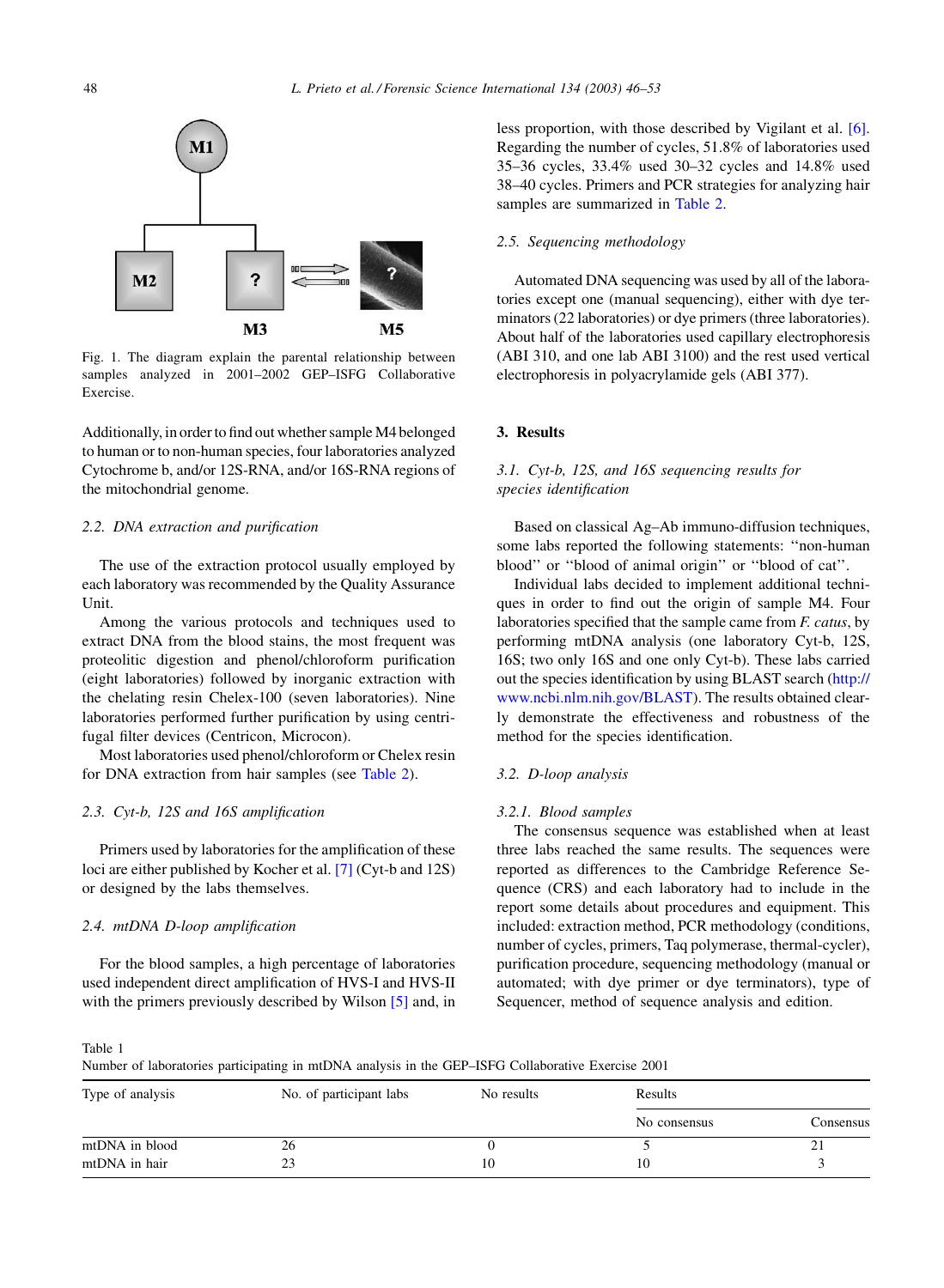Fig. 1. The diagram explain the parental relationship between samples analyzed in 2001–2002 GEP–ISFG Collaborative Exercise.

Additionally, in order to find out whether sample M4 belonged to human or to non-human species, four laboratories analyzed Cytochrome b, and/or 12S-RNA, and/or 16S-RNA regions of the mitochondrial genome.

### 2.2. DNA extraction and purification

The use of the extraction protocol usually employed by each laboratory was recommended by the Quality Assurance Unit.

Among the various protocols and techniques used to extract DNA from the blood stains, the most frequent was proteolitic digestion and phenol/chloroform purification (eight laboratories) followed by inorganic extraction with the chelating resin Chelex-100 (seven laboratories). Nine laboratories performed further purification by using centrifugal filter devices (Centricon, Microcon).

Most laboratories used phenol/chloroform or Chelex resin for DNA extraction from hair samples (see Table 2).

### 2.3. Cyt-b, 12S and 16S amplification

Primers used by laboratories for the amplification of these loci are either published by Kocher et al. [7] (Cyt-b and 12S) or designed by the labs themselves.

### 2.4. mtDNA D-loop amplification

For the blood samples, a high percentage of laboratories used independent direct amplification of HVS-I and HVS-II with the primers previously described by Wilson [5] and, in less proportion, with those described by Vigilant et al. [6]. Regarding the number of cycles, 51.8% of laboratories used 35–36 cycles, 33.4% used 30–32 cycles and 14.8% used 38–40 cycles. Primers and PCR strategies for analyzing hair samples are summarized in Table 2.

### 2.5. Sequencing methodology

Automated DNA sequencing was used by all of the laboratories except one (manual sequencing), either with dye terminators (22 laboratories) or dye primers (three laboratories). About half of the laboratories used capillary electrophoresis (ABI 310, and one lab ABI 3100) and the rest used vertical electrophoresis in polyacrylamide gels (ABI 377).

## 3. Results

### 3.1. Cyt-b, 12S, and 16S sequencing results for species identification

Based on classical Ag–Ab immuno-diffusion techniques, some labs reported the following statements: "non-human blood" or "blood of animal origin" or "blood of cat".

Individual labs decided to implement additional techniques in order to find out the origin of sample M4. Four laboratories specified that the sample came from *F. catus*, by performing mtDNA analysis (one laboratory Cyt-b, 12S, 16S; two only 16S and one only Cyt-b). These labs carried out the species identification by using BLAST search (http://www.ncbi.nlm.nih.gov/BLAST). The results obtained clearly demonstrate the effectiveness and robustness of the method for the species identification.

### 3.2. D-loop analysis

#### 3.2.1. Blood samples

The consensus sequence was established when at least three labs reached the same results. The sequences were reported as differences to the Cambridge Reference Sequence (CRS) and each laboratory had to include in the report some details about procedures and equipment. This included: extraction method, PCR methodology (conditions, number of cycles, primers, Taq polymerase, thermal-cycler), purification procedure, sequencing methodology (manual or automated; with dye primer or dye terminators), type of Sequencer, method of sequence analysis and edition.

Table 1
Number of laboratories participating in mtDNA analysis in the GEP–ISFG Collaborative Exercise 2001

| Type of analysis | No. of participant labs | No results | Results | |
|---|---|---|---|---|
| | | | No consensus | Consensus |
| mtDNA in blood | 26 | 0 | 5 | 21 |
| mtDNA in hair | 23 | 10 | 10 | 3 |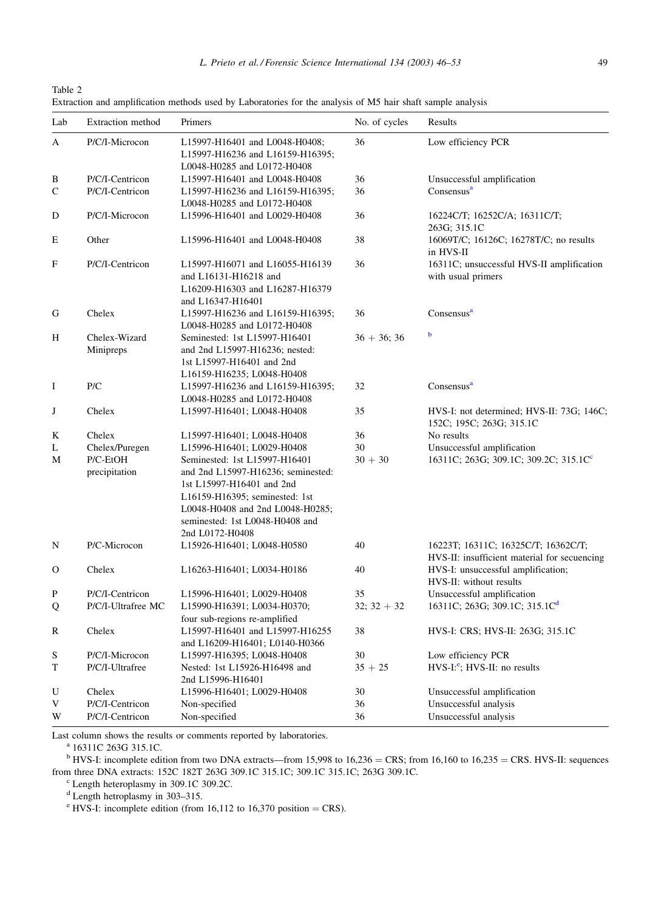Table 2
Extraction and amplification methods used by Laboratories for the analysis of M5 hair shaft sample analysis

| Lab | Extraction method | Primers | No. of cycles | Results |
|---|---|---|---|---|
| A | P/C/I-Microcon | L15997-H16401 and L0048-H0408; L15997-H16236 and L16159-H16395; L0048-H0285 and L0172-H0408 | 36 | Low efficiency PCR |
| B | P/C/I-Centricon | L15997-H16401 and L0048-H0408 | 36 | Unsuccessful amplification |
| C | P/C/I-Centricon | L15997-H16236 and L16159-H16395; L0048-H0285 and L0172-H0408 | 36 | Consensus[a] |
| D | P/C/I-Microcon | L15996-H16401 and L0029-H0408 | 36 | 16224C/T; 16252C/A; 16311C/T; 263G; 315.1C |
| E | Other | L15996-H16401 and L0048-H0408 | 38 | 16069T/C; 16126C; 16278T/C; no results in HVS-II |
| F | P/C/I-Centricon | L15997-H16071 and L16055-H16139 and L16131-H16218 and L16209-H16303 and L16287-H16379 and L16347-H16401 | 36 | 16311C; unsuccessful HVS-II amplification with usual primers |
| G | Chelex | L15997-H16236 and L16159-H16395; L0048-H0285 and L0172-H0408 | 36 | Consensus[a] |
| H | Chelex-Wizard Minipreps | Seminested: 1st L15997-H16401 and 2nd L15997-H16236; nested: 1st L15997-H16401 and 2nd L16159-H16235; L0048-H0408 | 36 + 36; 36 | [b] |
| I | P/C | L15997-H16236 and L16159-H16395; L0048-H0285 and L0172-H0408 | 32 | Consensus[a] |
| J | Chelex | L15997-H16401; L0048-H0408 | 35 | HVS-I: not determined; HVS-II: 73G; 146C; 152C; 195C; 263G; 315.1C |
| K | Chelex | L15997-H16401; L0048-H0408 | 36 | No results |
| L | Chelex/Puregen | L15996-H16401; L0029-H0408 | 30 | Unsuccessful amplification |
| M | P/C-EtOH precipitation | Seminested: 1st L15997-H16401 and 2nd L15997-H16236; seminested: 1st L15997-H16401 and 2nd L16159-H16395; seminested: 1st L0048-H0408 and 2nd L0048-H0285; seminested: 1st L0048-H0408 and 2nd L0172-H0408 | 30 + 30 | 16311C; 263G; 309.1C; 309.2C; 315.1C[c] |
| N | P/C-Microcon | L15926-H16401; L0048-H0580 | 40 | 16223T; 16311C; 16325C/T; 16362C/T; HVS-II: insufficient material for secuencing |
| O | Chelex | L16263-H16401; L0034-H0186 | 40 | HVS-I: unsuccessful amplification; HVS-II: without results |
| P | P/C/I-Centricon | L15996-H16401; L0029-H0408 | 35 | Unsuccessful amplification |
| Q | P/C/I-Ultrafree MC | L15990-H16391; L0034-H0370; four sub-regions re-amplified | 32; 32 + 32 | 16311C; 263G; 309.1C; 315.1C[d] |
| R | Chelex | L15997-H16401 and L15997-H16255 and L16209-H16401; L0140-H0366 | 38 | HVS-I: CRS; HVS-II: 263G; 315.1C |
| S | P/C/I-Microcon | L15997-H16395; L0048-H0408 | 30 | Low efficiency PCR |
| T | P/C/I-Ultrafree | Nested: 1st L15926-H16498 and 2nd L15996-H16401 | 35 + 25 | HVS-I:[e]; HVS-II: no results |
| U | Chelex | L15996-H16401; L0029-H0408 | 30 | Unsuccessful amplification |
| V | P/C/I-Centricon | Non-specified | 36 | Unsuccessful analysis |
| W | P/C/I-Centricon | Non-specified | 36 | Unsuccessful analysis |

Last column shows the results or comments reported by laboratories.

[a] 16311C 263G 315.1C.

[b] HVS-I: incomplete edition from two DNA extracts—from 15,998 to 16,236 = CRS; from 16,160 to 16,235 = CRS. HVS-II: sequences from three DNA extracts: 152C 182T 263G 309.1C 315.1C; 309.1C 315.1C; 263G 309.1C.

[c] Length heteroplasmy in 309.1C 309.2C.

[d] Length hetroplasmy in 303–315.

[e] HVS-I: incomplete edition (from 16,112 to 16,370 position = CRS).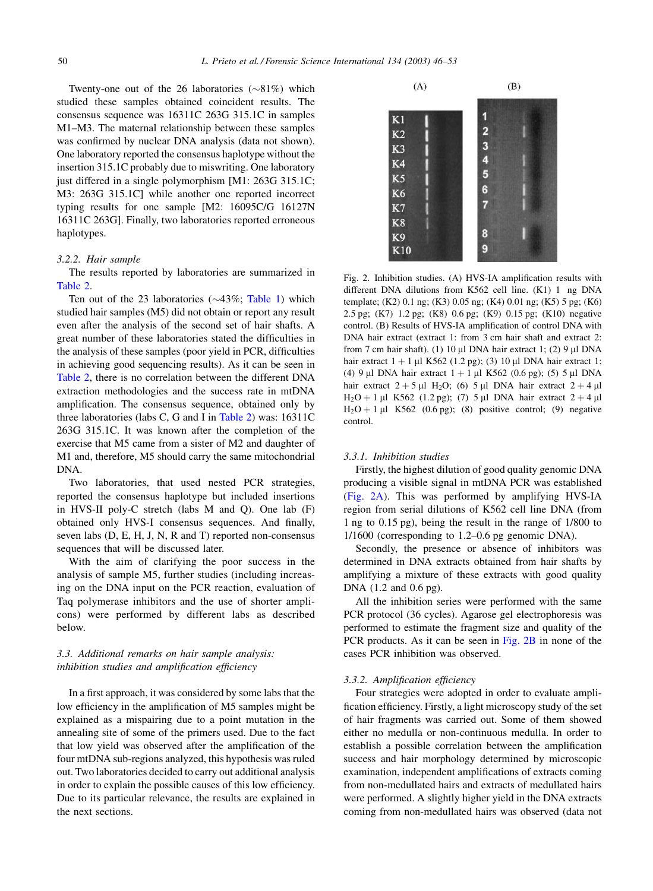Twenty-one out of the 26 laboratories (~81%) which studied these samples obtained coincident results. The consensus sequence was 16311C 263G 315.1C in samples M1–M3. The maternal relationship between these samples was confirmed by nuclear DNA analysis (data not shown). One laboratory reported the consensus haplotype without the insertion 315.1C probably due to miswriting. One laboratory just differed in a single polymorphism [M1: 263G 315.1C; M3: 263G 315.1C] while another one reported incorrect typing results for one sample [M2: 16095C/G 16127N 16311C 263G]. Finally, two laboratories reported erroneous haplotypes.

#### 3.2.2. Hair sample

The results reported by laboratories are summarized in Table 2.

Ten out of the 23 laboratories (~43%; Table 1) which studied hair samples (M5) did not obtain or report any result even after the analysis of the second set of hair shafts. A great number of these laboratories stated the difficulties in the analysis of these samples (poor yield in PCR, difficulties in achieving good sequencing results). As it can be seen in Table 2, there is no correlation between the different DNA extraction methodologies and the success rate in mtDNA amplification. The consensus sequence, obtained only by three laboratories (labs C, G and I in Table 2) was: 16311C 263G 315.1C. It was known after the completion of the exercise that M5 came from a sister of M2 and daughter of M1 and, therefore, M5 should carry the same mitochondrial DNA.

Two laboratories, that used nested PCR strategies, reported the consensus haplotype but included insertions in HVS-II poly-C stretch (labs M and Q). One lab (F) obtained only HVS-I consensus sequences. And finally, seven labs (D, E, H, J, N, R and T) reported non-consensus sequences that will be discussed later.

With the aim of clarifying the poor success in the analysis of sample M5, further studies (including increasing on the DNA input on the PCR reaction, evaluation of Taq polymerase inhibitors and the use of shorter amplicons) were performed by different labs as described below.

### 3.3. Additional remarks on hair sample analysis: inhibition studies and amplification efficiency

In a first approach, it was considered by some labs that the low efficiency in the amplification of M5 samples might be explained as a mispairing due to a point mutation in the annealing site of some of the primers used. Due to the fact that low yield was observed after the amplification of the four mtDNA sub-regions analyzed, this hypothesis was ruled out. Two laboratories decided to carry out additional analysis in order to explain the possible causes of this low efficiency. Due to its particular relevance, the results are explained in the next sections.

Fig. 2. Inhibition studies. (A) HVS-IA amplification results with different DNA dilutions from K562 cell line. (K1) 1 ng DNA template; (K2) 0.1 ng; (K3) 0.05 ng; (K4) 0.01 ng; (K5) 5 pg; (K6) 2.5 pg; (K7) 1.2 pg; (K8) 0.6 pg; (K9) 0.15 pg; (K10) negative control. (B) Results of HVS-IA amplification of control DNA with DNA hair extract (extract 1: from 3 cm hair shaft and extract 2: from 7 cm hair shaft). (1) 10 μl DNA hair extract 1; (2) 9 μl DNA hair extract 1 + 1 μl K562 (1.2 pg); (3) 10 μl DNA hair extract 1; (4) 9 μl DNA hair extract 1 + 1 μl K562 (0.6 pg); (5) 5 μl DNA hair extract 2 + 5 μl $H_2O$; (6) 5 μl DNA hair extract 2 + 4 μl $H_2O$ + 1 μl K562 (1.2 pg); (7) 5 μl DNA hair extract 2 + 4 μl $H_2O$ + 1 μl K562 (0.6 pg); (8) positive control; (9) negative control.

#### 3.3.1. Inhibition studies

Firstly, the highest dilution of good quality genomic DNA producing a visible signal in mtDNA PCR was established (Fig. 2A). This was performed by amplifying HVS-IA region from serial dilutions of K562 cell line DNA (from 1 ng to 0.15 pg), being the result in the range of 1/800 to 1/1600 (corresponding to 1.2–0.6 pg genomic DNA).

Secondly, the presence or absence of inhibitors was determined in DNA extracts obtained from hair shafts by amplifying a mixture of these extracts with good quality DNA (1.2 and 0.6 pg).

All the inhibition series were performed with the same PCR protocol (36 cycles). Agarose gel electrophoresis was performed to estimate the fragment size and quality of the PCR products. As it can be seen in Fig. 2B in none of the cases PCR inhibition was observed.

#### 3.3.2. Amplification efficiency

Four strategies were adopted in order to evaluate amplification efficiency. Firstly, a light microscopy study of the set of hair fragments was carried out. Some of them showed either no medulla or non-continuous medulla. In order to establish a possible correlation between the amplification success and hair morphology determined by microscopic examination, independent amplifications of extracts coming from non-medullated hairs and extracts of medullated hairs were performed. A slightly higher yield in the DNA extracts coming from non-medullated hairs was observed (data not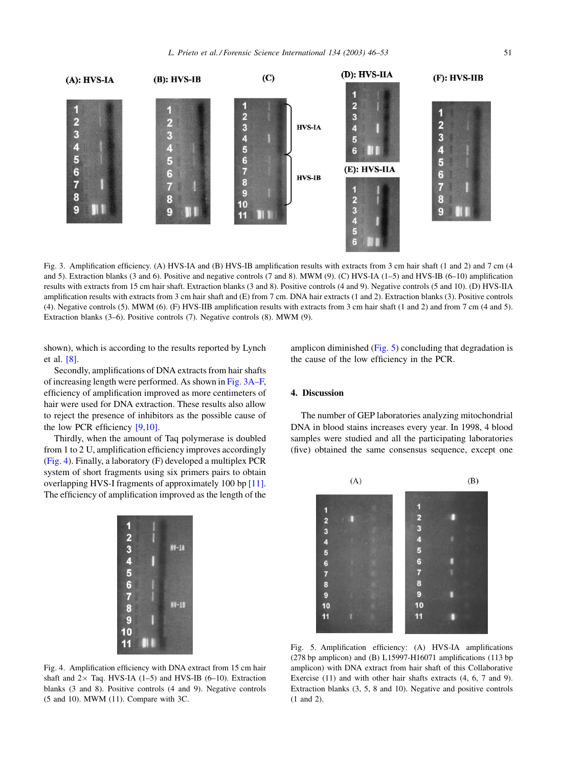Fig. 3. Amplification efficiency. (A) HVS-IA and (B) HVS-IB amplification results with extracts from 3 cm hair shaft (1 and 2) and 7 cm (4 and 5). Extraction blanks (3 and 6). Positive and negative controls (7 and 8). MWM (9). (C) HVS-IA (1–5) and HVS-IB (6–10) amplification results with extracts from 15 cm hair shaft. Extraction blanks (3 and 8). Positive controls (4 and 9). Negative controls (5 and 10). (D) HVS-IIA amplification results with extracts from 3 cm hair shaft and (E) from 7 cm. DNA hair extracts (1 and 2). Extraction blanks (3). Positive controls (4). Negative controls (5). MWM (6). (F) HVS-IIB amplification results with extracts from 3 cm hair shaft (1 and 2) and from 7 cm (4 and 5). Extraction blanks (3–6). Positive controls (7). Negative controls (8). MWM (9).

shown), which is according to the results reported by Lynch et al. [8].

Secondly, amplifications of DNA extracts from hair shafts of increasing length were performed. As shown in Fig. 3A–F, efficiency of amplification improved as more centimeters of hair were used for DNA extraction. These results also allow to reject the presence of inhibitors as the possible cause of the low PCR efficiency [9,10].

Thirdly, when the amount of Taq polymerase is doubled from 1 to 2 U, amplification efficiency improves accordingly (Fig. 4). Finally, a laboratory (F) developed a multiplex PCR system of short fragments using six primers pairs to obtain overlapping HVS-I fragments of approximately 100 bp [11]. The efficiency of amplification improved as the length of the amplicon diminished (Fig. 5) concluding that degradation is the cause of the low efficiency in the PCR.

Fig. 4. Amplification efficiency with DNA extract from 15 cm hair shaft and 2× Taq. HVS-IA (1–5) and HVS-IB (6–10). Extraction blanks (3 and 8). Positive controls (4 and 9). Negative controls (5 and 10). MWM (11). Compare with 3C.

## 4. Discussion

The number of GEP laboratories analyzing mitochondrial DNA in blood stains increases every year. In 1998, 4 blood samples were studied and all the participating laboratories (five) obtained the same consensus sequence, except one

Fig. 5. Amplification efficiency: (A) HVS-IA amplifications (278 bp amplicon) and (B) L15997-H16071 amplifications (113 bp amplicon) with DNA extract from hair shaft of this Collaborative Exercise (11) and with other hair shafts extracts (4, 6, 7 and 9). Extraction blanks (3, 5, 8 and 10). Negative and positive controls (1 and 2).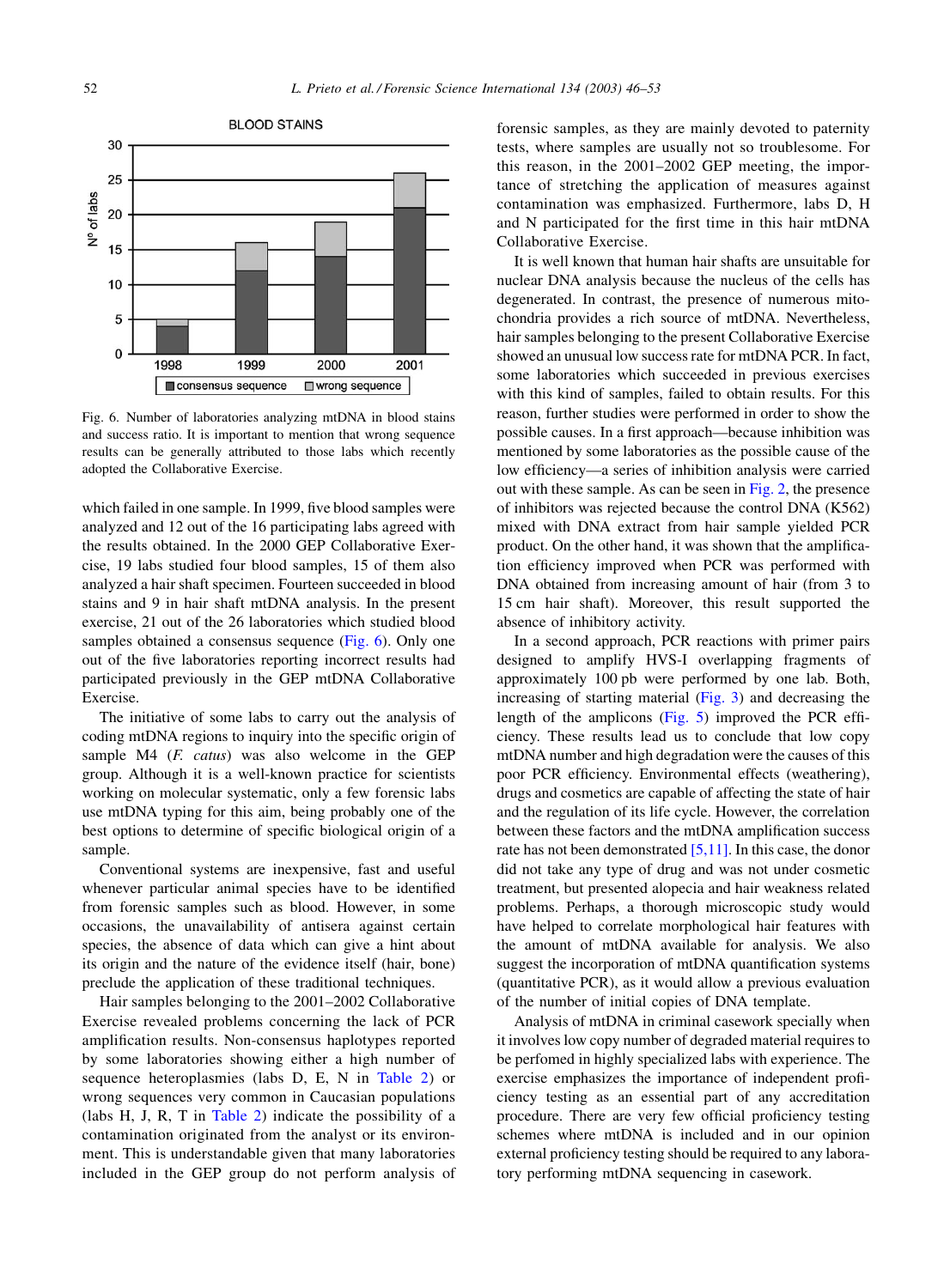BLOOD STAINS

Nº of labs

30
25
20
15
10
5
0

1998
1999
2000
2001

consensus sequence
wrong sequence

Fig. 6. Number of laboratories analyzing mtDNA in blood stains and success ratio. It is important to mention that wrong sequence results can be generally attributed to those labs which recently adopted the Collaborative Exercise.

which failed in one sample. In 1999, five blood samples were analyzed and 12 out of the 16 participating labs agreed with the results obtained. In the 2000 GEP Collaborative Exercise, 19 labs studied four blood samples, 15 of them also analyzed a hair shaft specimen. Fourteen succeeded in blood stains and 9 in hair shaft mtDNA analysis. In the present exercise, 21 out of the 26 laboratories which studied blood samples obtained a consensus sequence (Fig. 6). Only one out of the five laboratories reporting incorrect results had participated previously in the GEP mtDNA Collaborative Exercise.

The initiative of some labs to carry out the analysis of coding mtDNA regions to inquiry into the specific origin of sample M4 (*F. catus*) was also welcome in the GEP group. Although it is a well-known practice for scientists working on molecular systematic, only a few forensic labs use mtDNA typing for this aim, being probably one of the best options to determine of specific biological origin of a sample.

Conventional systems are inexpensive, fast and useful whenever particular animal species have to be identified from forensic samples such as blood. However, in some occasions, the unavailability of antisera against certain species, the absence of data which can give a hint about its origin and the nature of the evidence itself (hair, bone) preclude the application of these traditional techniques.

Hair samples belonging to the 2001–2002 Collaborative Exercise revealed problems concerning the lack of PCR amplification results. Non-consensus haplotypes reported by some laboratories showing either a high number of sequence heteroplasmies (labs D, E, N in Table 2) or wrong sequences very common in Caucasian populations (labs H, J, R, T in Table 2) indicate the possibility of a contamination originated from the analyst or its environment. This is understandable given that many laboratories included in the GEP group do not perform analysis of forensic samples, as they are mainly devoted to paternity tests, where samples are usually not so troublesome. For this reason, in the 2001–2002 GEP meeting, the importance of stretching the application of measures against contamination was emphasized. Furthermore, labs D, H and N participated for the first time in this hair mtDNA Collaborative Exercise.

It is well known that human hair shafts are unsuitable for nuclear DNA analysis because the nucleus of the cells has degenerated. In contrast, the presence of numerous mitochondria provides a rich source of mtDNA. Nevertheless, hair samples belonging to the present Collaborative Exercise showed an unusual low success rate for mtDNA PCR. In fact, some laboratories which succeeded in previous exercises with this kind of samples, failed to obtain results. For this reason, further studies were performed in order to show the possible causes. In a first approach—because inhibition was mentioned by some laboratories as the possible cause of the low efficiency—a series of inhibition analysis were carried out with these sample. As can be seen in Fig. 2, the presence of inhibitors was rejected because the control DNA (K562) mixed with DNA extract from hair sample yielded PCR product. On the other hand, it was shown that the amplification efficiency improved when PCR was performed with DNA obtained from increasing amount of hair (from 3 to 15 cm hair shaft). Moreover, this result supported the absence of inhibitory activity.

In a second approach, PCR reactions with primer pairs designed to amplify HVS-I overlapping fragments of approximately 100 pb were performed by one lab. Both, increasing of starting material (Fig. 3) and decreasing the length of the amplicons (Fig. 5) improved the PCR efficiency. These results lead us to conclude that low copy mtDNA number and high degradation were the causes of this poor PCR efficiency. Environmental effects (weathering), drugs and cosmetics are capable of affecting the state of hair and the regulation of its life cycle. However, the correlation between these factors and the mtDNA amplification success rate has not been demonstrated [5,11]. In this case, the donor did not take any type of drug and was not under cosmetic treatment, but presented alopecia and hair weakness related problems. Perhaps, a thorough microscopic study would have helped to correlate morphological hair features with the amount of mtDNA available for analysis. We also suggest the incorporation of mtDNA quantification systems (quantitative PCR), as it would allow a previous evaluation of the number of initial copies of DNA template.

Analysis of mtDNA in criminal casework specially when it involves low copy number of degraded material requires to be perfomed in highly specialized labs with experience. The exercise emphasizes the importance of independent proficiency testing as an essential part of any accreditation procedure. There are very few official proficiency testing schemes where mtDNA is included and in our opinion external proficiency testing should be required to any laboratory performing mtDNA sequencing in casework.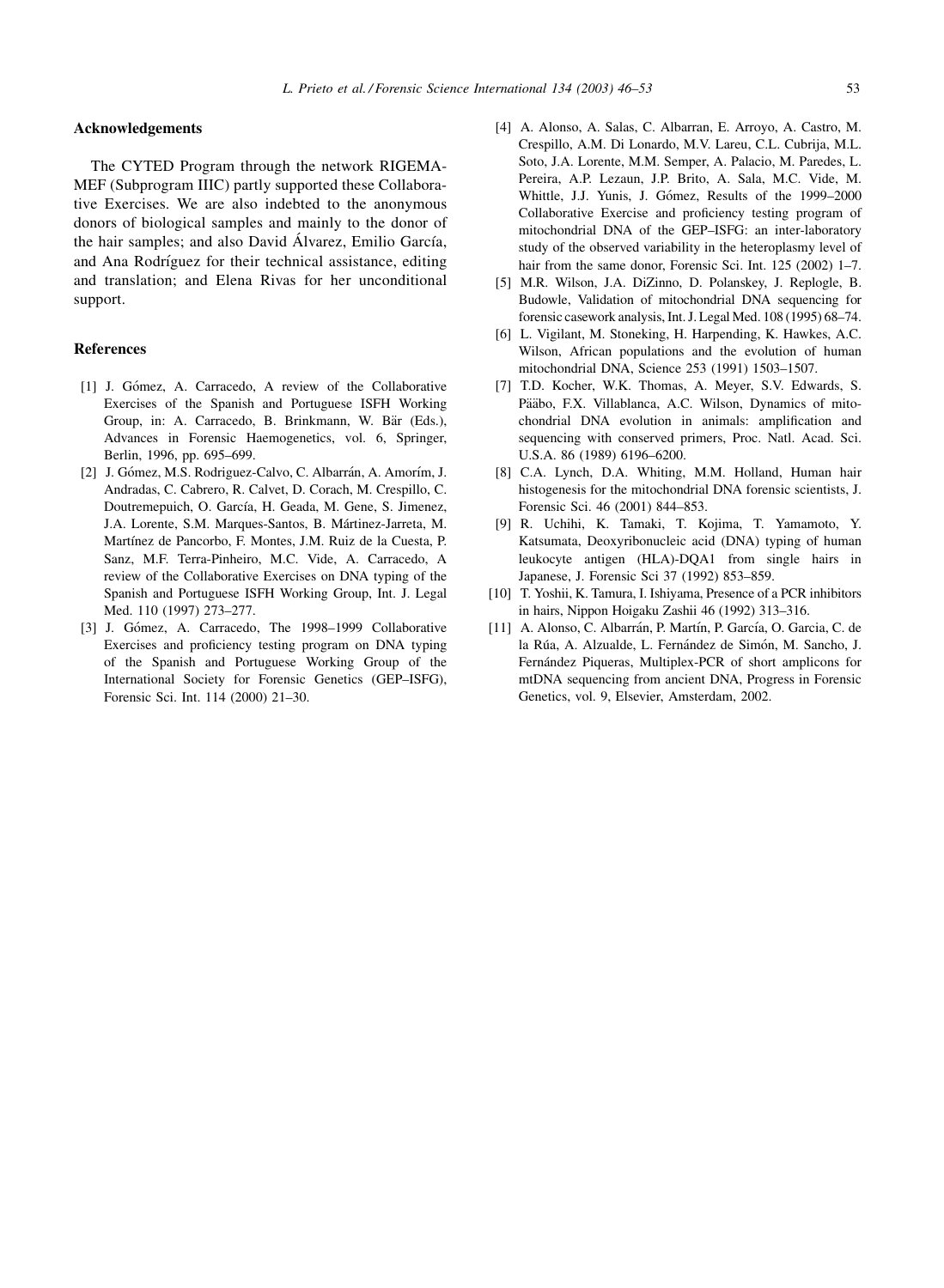## Acknowledgements

The CYTED Program through the network RIGEMA-MEF (Subprogram IIIC) partly supported these Collaborative Exercises. We are also indebted to the anonymous donors of biological samples and mainly to the donor of the hair samples; and also David Álvarez, Emilio García, and Ana Rodríguez for their technical assistance, editing and translation; and Elena Rivas for her unconditional support.

## References

[1] J. Gómez, A. Carracedo, A review of the Collaborative Exercises of the Spanish and Portuguese ISFH Working Group, in: A. Carracedo, B. Brinkmann, W. Bär (Eds.), Advances in Forensic Haemogenetics, vol. 6, Springer, Berlin, 1996, pp. 695–699.

[2] J. Gómez, M.S. Rodriguez-Calvo, C. Albarrán, A. Amorím, J. Andradas, C. Cabrero, R. Calvet, D. Corach, M. Crespillo, C. Doutremepuich, O. García, H. Geada, M. Gene, S. Jimenez, J.A. Lorente, S.M. Marques-Santos, B. Mártinez-Jarreta, M. Martínez de Pancorbo, F. Montes, J.M. Ruiz de la Cuesta, P. Sanz, M.F. Terra-Pinheiro, M.C. Vide, A. Carracedo, A review of the Collaborative Exercises on DNA typing of the Spanish and Portuguese ISFH Working Group, Int. J. Legal Med. 110 (1997) 273–277.

[3] J. Gómez, A. Carracedo, The 1998–1999 Collaborative Exercises and proficiency testing program on DNA typing of the Spanish and Portuguese Working Group of the International Society for Forensic Genetics (GEP–ISFG), Forensic Sci. Int. 114 (2000) 21–30.

[4] A. Alonso, A. Salas, C. Albarran, E. Arroyo, A. Castro, M. Crespillo, A.M. Di Lonardo, M.V. Lareu, C.L. Cubrija, M.L. Soto, J.A. Lorente, M.M. Semper, A. Palacio, M. Paredes, L. Pereira, A.P. Lezaun, J.P. Brito, A. Sala, M.C. Vide, M. Whittle, J.J. Yunis, J. Gómez, Results of the 1999–2000 Collaborative Exercise and proficiency testing program of mitochondrial DNA of the GEP–ISFG: an inter-laboratory study of the observed variability in the heteroplasmy level of hair from the same donor, Forensic Sci. Int. 125 (2002) 1–7.

[5] M.R. Wilson, J.A. DiZinno, D. Polanskey, J. Replogle, B. Budowle, Validation of mitochondrial DNA sequencing for forensic casework analysis, Int. J. Legal Med. 108 (1995) 68–74.

[6] L. Vigilant, M. Stoneking, H. Harpending, K. Hawkes, A.C. Wilson, African populations and the evolution of human mitochondrial DNA, Science 253 (1991) 1503–1507.

[7] T.D. Kocher, W.K. Thomas, A. Meyer, S.V. Edwards, S. Pääbo, F.X. Villablanca, A.C. Wilson, Dynamics of mitochondrial DNA evolution in animals: amplification and sequencing with conserved primers, Proc. Natl. Acad. Sci. U.S.A. 86 (1989) 6196–6200.

[8] C.A. Lynch, D.A. Whiting, M.M. Holland, Human hair histogenesis for the mitochondrial DNA forensic scientists, J. Forensic Sci. 46 (2001) 844–853.

[9] R. Uchihi, K. Tamaki, T. Kojima, T. Yamamoto, Y. Katsumata, Deoxyribonucleic acid (DNA) typing of human leukocyte antigen (HLA)-DQA1 from single hairs in Japanese, J. Forensic Sci 37 (1992) 853–859.

[10] T. Yoshii, K. Tamura, I. Ishiyama, Presence of a PCR inhibitors in hairs, Nippon Hoigaku Zashii 46 (1992) 313–316.

[11] A. Alonso, C. Albarrán, P. Martín, P. García, O. Garcia, C. de la Rúa, A. Alzualde, L. Fernández de Simón, M. Sancho, J. Fernández Piqueras, Multiplex-PCR of short amplicons for mtDNA sequencing from ancient DNA, Progress in Forensic Genetics, vol. 9, Elsevier, Amsterdam, 2002.